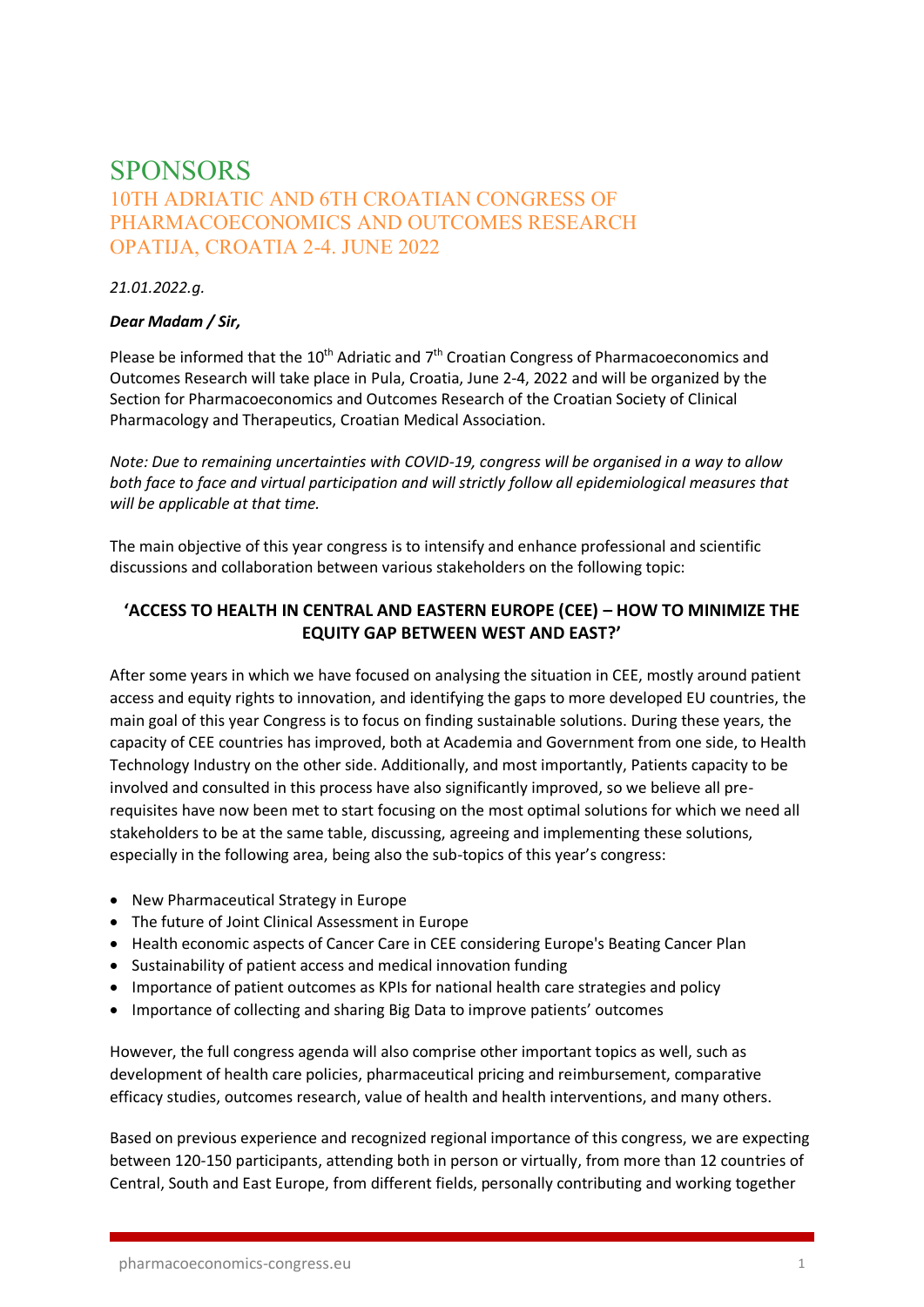# SPONSORS

## 10TH ADRIATIC AND 6TH CROATIAN CONGRESS OF PHARMACOECONOMICS AND OUTCOMES RESEARCH OPATIJA, CROATIA 2-4. JUNE 2022

*21.01.2022.g.*

***Dear Madam / Sir,***

Please be informed that the 10th Adriatic and 7th Croatian Congress of Pharmacoeconomics and Outcomes Research will take place in Pula, Croatia, June 2-4, 2022 and will be organized by the Section for Pharmacoeconomics and Outcomes Research of the Croatian Society of Clinical Pharmacology and Therapeutics, Croatian Medical Association.

*Note: Due to remaining uncertainties with COVID-19, congress will be organised in a way to allow both face to face and virtual participation and will strictly follow all epidemiological measures that will be applicable at that time.*

The main objective of this year congress is to intensify and enhance professional and scientific discussions and collaboration between various stakeholders on the following topic:

**'ACCESS TO HEALTH IN CENTRAL AND EASTERN EUROPE (CEE) – HOW TO MINIMIZE THE EQUITY GAP BETWEEN WEST AND EAST?'**

After some years in which we have focused on analysing the situation in CEE, mostly around patient access and equity rights to innovation, and identifying the gaps to more developed EU countries, the main goal of this year Congress is to focus on finding sustainable solutions. During these years, the capacity of CEE countries has improved, both at Academia and Government from one side, to Health Technology Industry on the other side. Additionally, and most importantly, Patients capacity to be involved and consulted in this process have also significantly improved, so we believe all pre-requisites have now been met to start focusing on the most optimal solutions for which we need all stakeholders to be at the same table, discussing, agreeing and implementing these solutions, especially in the following area, being also the sub-topics of this year's congress:

- New Pharmaceutical Strategy in Europe
- The future of Joint Clinical Assessment in Europe
- Health economic aspects of Cancer Care in CEE considering Europe's Beating Cancer Plan
- Sustainability of patient access and medical innovation funding
- Importance of patient outcomes as KPIs for national health care strategies and policy
- Importance of collecting and sharing Big Data to improve patients' outcomes

However, the full congress agenda will also comprise other important topics as well, such as development of health care policies, pharmaceutical pricing and reimbursement, comparative efficacy studies, outcomes research, value of health and health interventions, and many others.

Based on previous experience and recognized regional importance of this congress, we are expecting between 120-150 participants, attending both in person or virtually, from more than 12 countries of Central, South and East Europe, from different fields, personally contributing and working together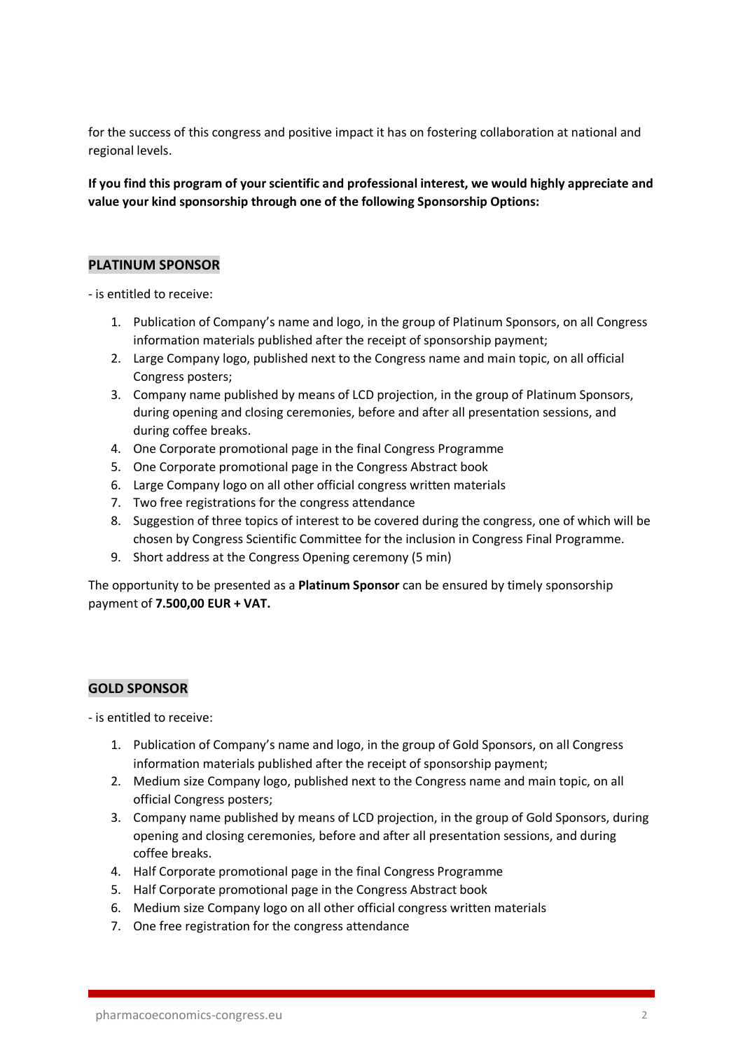for the success of this congress and positive impact it has on fostering collaboration at national and regional levels.

**If you find this program of your scientific and professional interest, we would highly appreciate and value your kind sponsorship through one of the following Sponsorship Options:**

## PLATINUM SPONSOR

- is entitled to receive:

1. Publication of Company's name and logo, in the group of Platinum Sponsors, on all Congress information materials published after the receipt of sponsorship payment;
2. Large Company logo, published next to the Congress name and main topic, on all official Congress posters;
3. Company name published by means of LCD projection, in the group of Platinum Sponsors, during opening and closing ceremonies, before and after all presentation sessions, and during coffee breaks.
4. One Corporate promotional page in the final Congress Programme
5. One Corporate promotional page in the Congress Abstract book
6. Large Company logo on all other official congress written materials
7. Two free registrations for the congress attendance
8. Suggestion of three topics of interest to be covered during the congress, one of which will be chosen by Congress Scientific Committee for the inclusion in Congress Final Programme.
9. Short address at the Congress Opening ceremony (5 min)

The opportunity to be presented as a **Platinum Sponsor** can be ensured by timely sponsorship payment of **7.500,00 EUR + VAT.**

## GOLD SPONSOR

- is entitled to receive:

1. Publication of Company's name and logo, in the group of Gold Sponsors, on all Congress information materials published after the receipt of sponsorship payment;
2. Medium size Company logo, published next to the Congress name and main topic, on all official Congress posters;
3. Company name published by means of LCD projection, in the group of Gold Sponsors, during opening and closing ceremonies, before and after all presentation sessions, and during coffee breaks.
4. Half Corporate promotional page in the final Congress Programme
5. Half Corporate promotional page in the Congress Abstract book
6. Medium size Company logo on all other official congress written materials
7. One free registration for the congress attendance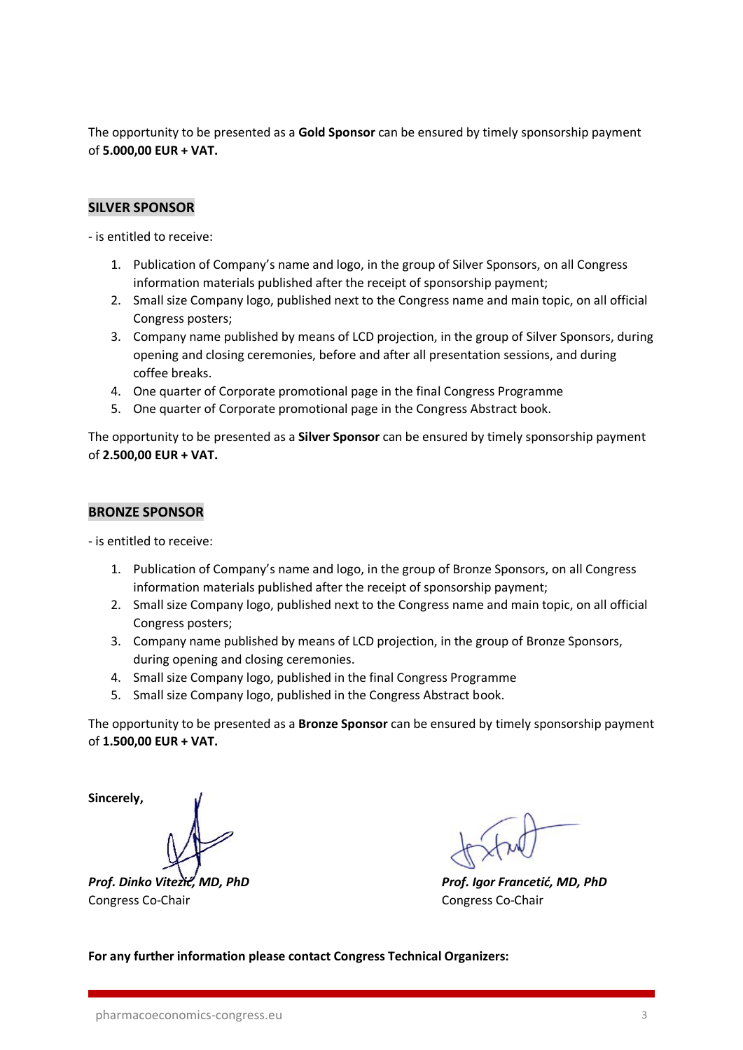The opportunity to be presented as a **Gold Sponsor** can be ensured by timely sponsorship payment of **5.000,00 EUR + VAT.**

## SILVER SPONSOR

- is entitled to receive:

1. Publication of Company's name and logo, in the group of Silver Sponsors, on all Congress information materials published after the receipt of sponsorship payment;
2. Small size Company logo, published next to the Congress name and main topic, on all official Congress posters;
3. Company name published by means of LCD projection, in the group of Silver Sponsors, during opening and closing ceremonies, before and after all presentation sessions, and during coffee breaks.
4. One quarter of Corporate promotional page in the final Congress Programme
5. One quarter of Corporate promotional page in the Congress Abstract book.

The opportunity to be presented as a **Silver Sponsor** can be ensured by timely sponsorship payment of **2.500,00 EUR + VAT.**

## BRONZE SPONSOR

- is entitled to receive:

1. Publication of Company's name and logo, in the group of Bronze Sponsors, on all Congress information materials published after the receipt of sponsorship payment;
2. Small size Company logo, published next to the Congress name and main topic, on all official Congress posters;
3. Company name published by means of LCD projection, in the group of Bronze Sponsors, during opening and closing ceremonies.
4. Small size Company logo, published in the final Congress Programme
5. Small size Company logo, published in the Congress Abstract book.

The opportunity to be presented as a **Bronze Sponsor** can be ensured by timely sponsorship payment of **1.500,00 EUR + VAT.**

**Sincerely,**

***Prof. Dinko Vitezić, MD, PhD***
Congress Co-Chair

***Prof. Igor Francetić, MD, PhD***
Congress Co-Chair

**For any further information please contact Congress Technical Organizers:**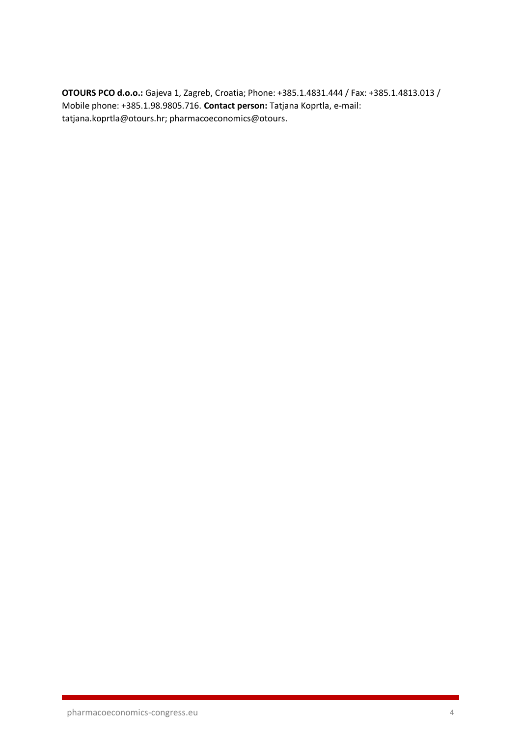**OTOURS PCO d.o.o.:** Gajeva 1, Zagreb, Croatia; Phone: +385.1.4831.444 / Fax: +385.1.4813.013 / Mobile phone: +385.1.98.9805.716. **Contact person:** Tatjana Koprtla, e-mail: tatjana.koprtla@otours.hr; pharmacoeconomics@otours.